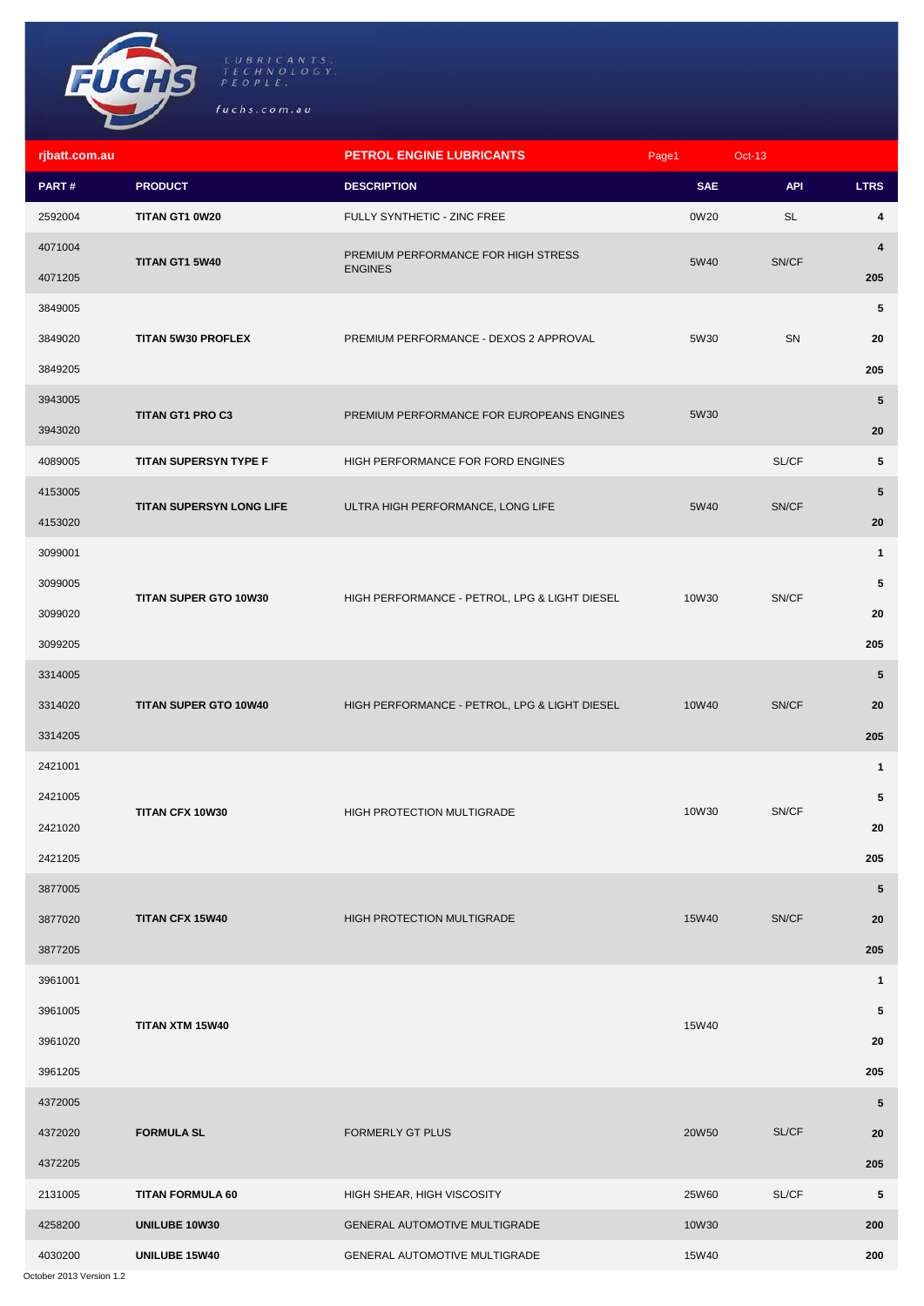FUCHS

LUBRICANTS. TECHNOLOGY. PEOPLE.

fuchs.com.au

**rjbatt.com.au** | **PETROL ENGINE LUBRICANTS** | Page1 | Oct-13

| PART # | PRODUCT | DESCRIPTION | SAE | API | LTRS |
|---|---|---|---|---|---|
| 2592004 | **TITAN GT1 0W20** | FULLY SYNTHETIC - ZINC FREE | 0W20 | SL | **4** |
| 4071004 | **TITAN GT1 5W40** | PREMIUM PERFORMANCE FOR HIGH STRESS ENGINES | 5W40 | SN/CF | **4** |
| 4071205 | | | | | **205** |
| 3849005 | **TITAN 5W30 PROFLEX** | PREMIUM PERFORMANCE - DEXOS 2 APPROVAL | 5W30 | SN | **5** |
| 3849020 | | | | | **20** |
| 3849205 | | | | | **205** |
| 3943005 | **TITAN GT1 PRO C3** | PREMIUM PERFORMANCE FOR EUROPEANS ENGINES | 5W30 | | **5** |
| 3943020 | | | | | **20** |
| 4089005 | **TITAN SUPERSYN TYPE F** | HIGH PERFORMANCE FOR FORD ENGINES | | SL/CF | **5** |
| 4153005 | **TITAN SUPERSYN LONG LIFE** | ULTRA HIGH PERFORMANCE, LONG LIFE | 5W40 | SN/CF | **5** |
| 4153020 | | | | | **20** |
| 3099001 | **TITAN SUPER GTO 10W30** | HIGH PERFORMANCE - PETROL, LPG & LIGHT DIESEL | 10W30 | SN/CF | **1** |
| 3099005 | | | | | **5** |
| 3099020 | | | | | **20** |
| 3099205 | | | | | **205** |
| 3314005 | **TITAN SUPER GTO 10W40** | HIGH PERFORMANCE - PETROL, LPG & LIGHT DIESEL | 10W40 | SN/CF | **5** |
| 3314020 | | | | | **20** |
| 3314205 | | | | | **205** |
| 2421001 | **TITAN CFX 10W30** | HIGH PROTECTION MULTIGRADE | 10W30 | SN/CF | **1** |
| 2421005 | | | | | **5** |
| 2421020 | | | | | **20** |
| 2421205 | | | | | **205** |
| 3877005 | **TITAN CFX 15W40** | HIGH PROTECTION MULTIGRADE | 15W40 | SN/CF | **5** |
| 3877020 | | | | | **20** |
| 3877205 | | | | | **205** |
| 3961001 | **TITAN XTM 15W40** | | 15W40 | | **1** |
| 3961005 | | | | | **5** |
| 3961020 | | | | | **20** |
| 3961205 | | | | | **205** |
| 4372005 | **FORMULA SL** | FORMERLY GT PLUS | 20W50 | SL/CF | **5** |
| 4372020 | | | | | **20** |
| 4372205 | | | | | **205** |
| 2131005 | **TITAN FORMULA 60** | HIGH SHEAR, HIGH VISCOSITY | 25W60 | SL/CF | **5** |
| 4258200 | **UNILUBE 10W30** | GENERAL AUTOMOTIVE MULTIGRADE | 10W30 | | **200** |
| 4030200 | **UNILUBE 15W40** | GENERAL AUTOMOTIVE MULTIGRADE | 15W40 | | **200** |

October 2013 Version 1.2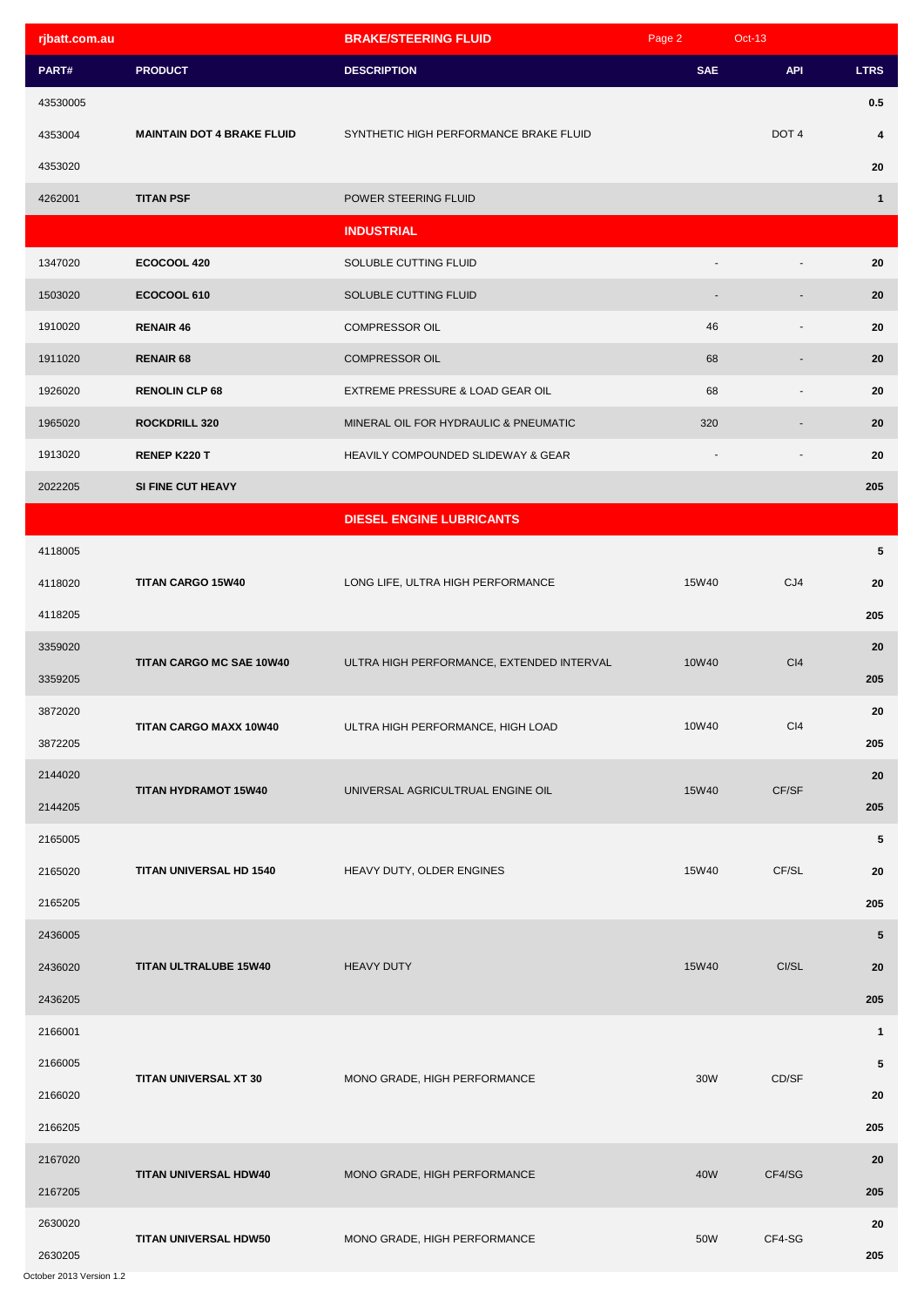| PART# | PRODUCT | DESCRIPTION | SAE | API | LTRS |
|---|---|---|---|---|---|
| **BRAKE/STEERING FLUID** | | | | | |
| 43530005 | | | | | 0.5 |
| 4353004 | MAINTAIN DOT 4 BRAKE FLUID | SYNTHETIC HIGH PERFORMANCE BRAKE FLUID | | DOT 4 | 4 |
| 4353020 | | | | | 20 |
| 4262001 | TITAN PSF | POWER STEERING FLUID | | | 1 |
| **INDUSTRIAL** | | | | | |
| 1347020 | ECOCOOL 420 | SOLUBLE CUTTING FLUID | - | - | 20 |
| 1503020 | ECOCOOL 610 | SOLUBLE CUTTING FLUID | - | - | 20 |
| 1910020 | RENAIR 46 | COMPRESSOR OIL | 46 | - | 20 |
| 1911020 | RENAIR 68 | COMPRESSOR OIL | 68 | - | 20 |
| 1926020 | RENOLIN CLP 68 | EXTREME PRESSURE & LOAD GEAR OIL | 68 | - | 20 |
| 1965020 | ROCKDRILL 320 | MINERAL OIL FOR HYDRAULIC & PNEUMATIC | 320 | - | 20 |
| 1913020 | RENEP K220 T | HEAVILY COMPOUNDED SLIDEWAY & GEAR | - | - | 20 |
| 2022205 | SI FINE CUT HEAVY | | | | 205 |
| **DIESEL ENGINE LUBRICANTS** | | | | | |
| 4118005 | | | | | 5 |
| 4118020 | TITAN CARGO 15W40 | LONG LIFE, ULTRA HIGH PERFORMANCE | 15W40 | CJ4 | 20 |
| 4118205 | | | | | 205 |
| 3359020 | TITAN CARGO MC SAE 10W40 | ULTRA HIGH PERFORMANCE, EXTENDED INTERVAL | 10W40 | CI4 | 20 |
| 3359205 | | | | | 205 |
| 3872020 | TITAN CARGO MAXX 10W40 | ULTRA HIGH PERFORMANCE, HIGH LOAD | 10W40 | CI4 | 20 |
| 3872205 | | | | | 205 |
| 2144020 | TITAN HYDRAMOT 15W40 | UNIVERSAL AGRICULTRUAL ENGINE OIL | 15W40 | CF/SF | 20 |
| 2144205 | | | | | 205 |
| 2165005 | | | | | 5 |
| 2165020 | TITAN UNIVERSAL HD 1540 | HEAVY DUTY, OLDER ENGINES | 15W40 | CF/SL | 20 |
| 2165205 | | | | | 205 |
| 2436005 | | | | | 5 |
| 2436020 | TITAN ULTRALUBE 15W40 | HEAVY DUTY | 15W40 | CI/SL | 20 |
| 2436205 | | | | | 205 |
| 2166001 | | | | | 1 |
| 2166005 | TITAN UNIVERSAL XT 30 | MONO GRADE, HIGH PERFORMANCE | 30W | CD/SF | 5 |
| 2166020 | | | | | 20 |
| 2166205 | | | | | 205 |
| 2167020 | TITAN UNIVERSAL HDW40 | MONO GRADE, HIGH PERFORMANCE | 40W | CF4/SG | 20 |
| 2167205 | | | | | 205 |
| 2630020 | TITAN UNIVERSAL HDW50 | MONO GRADE, HIGH PERFORMANCE | 50W | CF4-SG | 20 |
| 2630205 | | | | | 205 |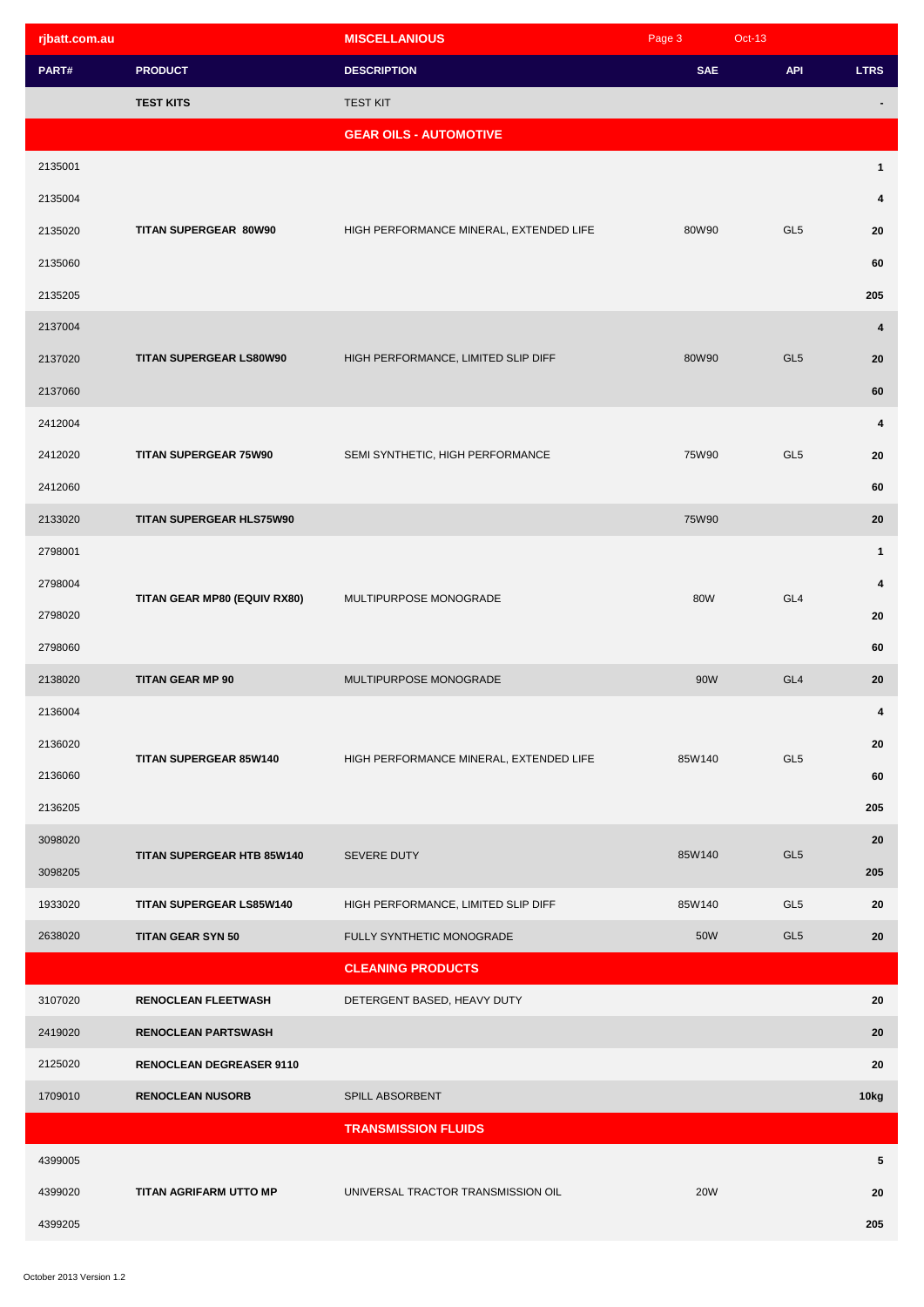| PART# | PRODUCT | DESCRIPTION | SAE | API | LTRS |
|---|---|---|---|---|---|
| | TEST KITS | TEST KIT | | | - |
| | | **GEAR OILS - AUTOMOTIVE** | | | |
| 2135001 | TITAN SUPERGEAR 80W90 | HIGH PERFORMANCE MINERAL, EXTENDED LIFE | 80W90 | GL5 | 1 |
| 2135004 | | | | | 4 |
| 2135020 | | | | | 20 |
| 2135060 | | | | | 60 |
| 2135205 | | | | | 205 |
| 2137004 | TITAN SUPERGEAR LS80W90 | HIGH PERFORMANCE, LIMITED SLIP DIFF | 80W90 | GL5 | 4 |
| 2137020 | | | | | 20 |
| 2137060 | | | | | 60 |
| 2412004 | TITAN SUPERGEAR 75W90 | SEMI SYNTHETIC, HIGH PERFORMANCE | 75W90 | GL5 | 4 |
| 2412020 | | | | | 20 |
| 2412060 | | | | | 60 |
| 2133020 | TITAN SUPERGEAR HLS75W90 | | 75W90 | | 20 |
| 2798001 | TITAN GEAR MP80 (EQUIV RX80) | MULTIPURPOSE MONOGRADE | 80W | GL4 | 1 |
| 2798004 | | | | | 4 |
| 2798020 | | | | | 20 |
| 2798060 | | | | | 60 |
| 2138020 | TITAN GEAR MP 90 | MULTIPURPOSE MONOGRADE | 90W | GL4 | 20 |
| 2136004 | TITAN SUPERGEAR 85W140 | HIGH PERFORMANCE MINERAL, EXTENDED LIFE | 85W140 | GL5 | 4 |
| 2136020 | | | | | 20 |
| 2136060 | | | | | 60 |
| 2136205 | | | | | 205 |
| 3098020 | TITAN SUPERGEAR HTB 85W140 | SEVERE DUTY | 85W140 | GL5 | 20 |
| 3098205 | | | | | 205 |
| 1933020 | TITAN SUPERGEAR LS85W140 | HIGH PERFORMANCE, LIMITED SLIP DIFF | 85W140 | GL5 | 20 |
| 2638020 | TITAN GEAR SYN 50 | FULLY SYNTHETIC MONOGRADE | 50W | GL5 | 20 |
| | | **CLEANING PRODUCTS** | | | |
| 3107020 | RENOCLEAN FLEETWASH | DETERGENT BASED, HEAVY DUTY | | | 20 |
| 2419020 | RENOCLEAN PARTSWASH | | | | 20 |
| 2125020 | RENOCLEAN DEGREASER 9110 | | | | 20 |
| 1709010 | RENOCLEAN NUSORB | SPILL ABSORBENT | | | 10kg |
| | | **TRANSMISSION FLUIDS** | | | |
| 4399005 | TITAN AGRIFARM UTTO MP | UNIVERSAL TRACTOR TRANSMISSION OIL | 20W | | 5 |
| 4399020 | | | | | 20 |
| 4399205 | | | | | 205 |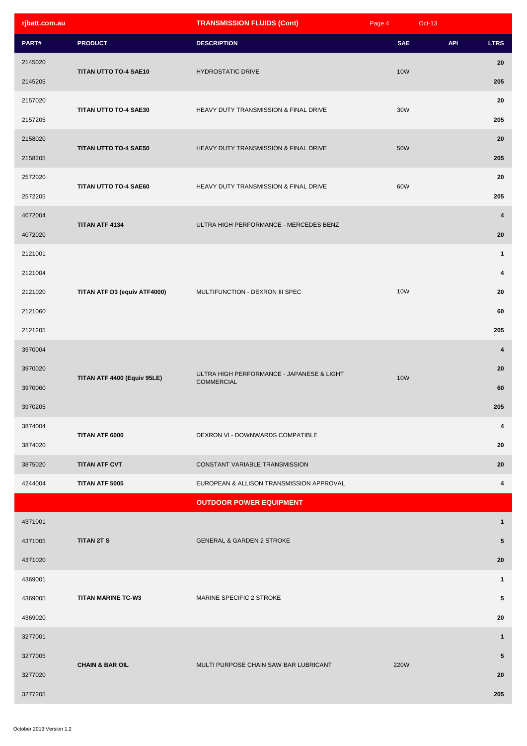## TRANSMISSION FLUIDS (Cont)

| PART# | PRODUCT | DESCRIPTION | SAE | API | LTRS |
|---|---|---|---|---|---|
| 2145020 | TITAN UTTO TO-4 SAE10 | HYDROSTATIC DRIVE | 10W | | 20 |
| 2145205 | | | | | 205 |
| 2157020 | TITAN UTTO TO-4 SAE30 | HEAVY DUTY TRANSMISSION & FINAL DRIVE | 30W | | 20 |
| 2157205 | | | | | 205 |
| 2158020 | TITAN UTTO TO-4 SAE50 | HEAVY DUTY TRANSMISSION & FINAL DRIVE | 50W | | 20 |
| 2158205 | | | | | 205 |
| 2572020 | TITAN UTTO TO-4 SAE60 | HEAVY DUTY TRANSMISSION & FINAL DRIVE | 60W | | 20 |
| 2572205 | | | | | 205 |
| 4072004 | TITAN ATF 4134 | ULTRA HIGH PERFORMANCE - MERCEDES BENZ | | | 4 |
| 4072020 | | | | | 20 |
| 2121001 | TITAN ATF D3 (equiv ATF4000) | MULTIFUNCTION - DEXRON III SPEC | 10W | | 1 |
| 2121004 | | | | | 4 |
| 2121020 | | | | | 20 |
| 2121060 | | | | | 60 |
| 2121205 | | | | | 205 |
| 3970004 | TITAN ATF 4400 (Equiv 95LE) | ULTRA HIGH PERFORMANCE - JAPANESE & LIGHT COMMERCIAL | 10W | | 4 |
| 3970020 | | | | | 20 |
| 3970060 | | | | | 60 |
| 3970205 | | | | | 205 |
| 3874004 | TITAN ATF 6000 | DEXRON VI - DOWNWARDS COMPATIBLE | | | 4 |
| 3874020 | | | | | 20 |
| 3875020 | TITAN ATF CVT | CONSTANT VARIABLE TRANSMISSION | | | 20 |
| 4244004 | TITAN ATF 5005 | EUROPEAN & ALLISON TRANSMISSION APPROVAL | | | 4 |
| | | **OUTDOOR POWER EQUIPMENT** | | | |
| 4371001 | TITAN 2T S | GENERAL & GARDEN 2 STROKE | | | 1 |
| 4371005 | | | | | 5 |
| 4371020 | | | | | 20 |
| 4369001 | TITAN MARINE TC-W3 | MARINE SPECIFIC 2 STROKE | | | 1 |
| 4369005 | | | | | 5 |
| 4369020 | | | | | 20 |
| 3277001 | CHAIN & BAR OIL | MULTI PURPOSE CHAIN SAW BAR LUBRICANT | 220W | | 1 |
| 3277005 | | | | | 5 |
| 3277020 | | | | | 20 |
| 3277205 | | | | | 205 |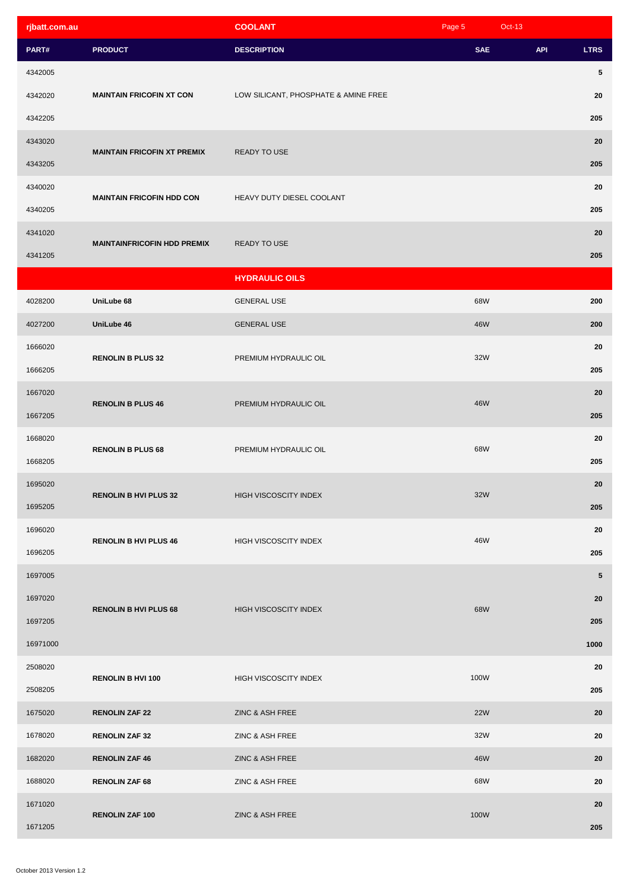| rjbatt.com.au | | COOLANT | | | |
|---|---|---|---|---|---|
| **PART#** | **PRODUCT** | **DESCRIPTION** | **SAE** | **API** | **LTRS** |
| 4342005 | | | | | **5** |
| 4342020 | **MAINTAIN FRICOFIN XT CON** | LOW SILICANT, PHOSPHATE & AMINE FREE | | | **20** |
| 4342205 | | | | | **205** |
| 4343020 | **MAINTAIN FRICOFIN XT PREMIX** | READY TO USE | | | **20** |
| 4343205 | | | | | **205** |
| 4340020 | **MAINTAIN FRICOFIN HDD CON** | HEAVY DUTY DIESEL COOLANT | | | **20** |
| 4340205 | | | | | **205** |
| 4341020 | **MAINTAINFRICOFIN HDD PREMIX** | READY TO USE | | | **20** |
| 4341205 | | | | | **205** |
| | | **HYDRAULIC OILS** | | | |
| 4028200 | **UniLube 68** | GENERAL USE | 68W | | **200** |
| 4027200 | **UniLube 46** | GENERAL USE | 46W | | **200** |
| 1666020 | **RENOLIN B PLUS 32** | PREMIUM HYDRAULIC OIL | 32W | | **20** |
| 1666205 | | | | | **205** |
| 1667020 | **RENOLIN B PLUS 46** | PREMIUM HYDRAULIC OIL | 46W | | **20** |
| 1667205 | | | | | **205** |
| 1668020 | **RENOLIN B PLUS 68** | PREMIUM HYDRAULIC OIL | 68W | | **20** |
| 1668205 | | | | | **205** |
| 1695020 | **RENOLIN B HVI PLUS 32** | HIGH VISCOSCITY INDEX | 32W | | **20** |
| 1695205 | | | | | **205** |
| 1696020 | **RENOLIN B HVI PLUS 46** | HIGH VISCOSCITY INDEX | 46W | | **20** |
| 1696205 | | | | | **205** |
| 1697005 | | | | | **5** |
| 1697020 | **RENOLIN B HVI PLUS 68** | HIGH VISCOSCITY INDEX | 68W | | **20** |
| 1697205 | | | | | **205** |
| 16971000 | | | | | **1000** |
| 2508020 | **RENOLIN B HVI 100** | HIGH VISCOSCITY INDEX | 100W | | **20** |
| 2508205 | | | | | **205** |
| 1675020 | **RENOLIN ZAF 22** | ZINC & ASH FREE | 22W | | **20** |
| 1678020 | **RENOLIN ZAF 32** | ZINC & ASH FREE | 32W | | **20** |
| 1682020 | **RENOLIN ZAF 46** | ZINC & ASH FREE | 46W | | **20** |
| 1688020 | **RENOLIN ZAF 68** | ZINC & ASH FREE | 68W | | **20** |
| 1671020 | **RENOLIN ZAF 100** | ZINC & ASH FREE | 100W | | **20** |
| 1671205 | | | | | **205** |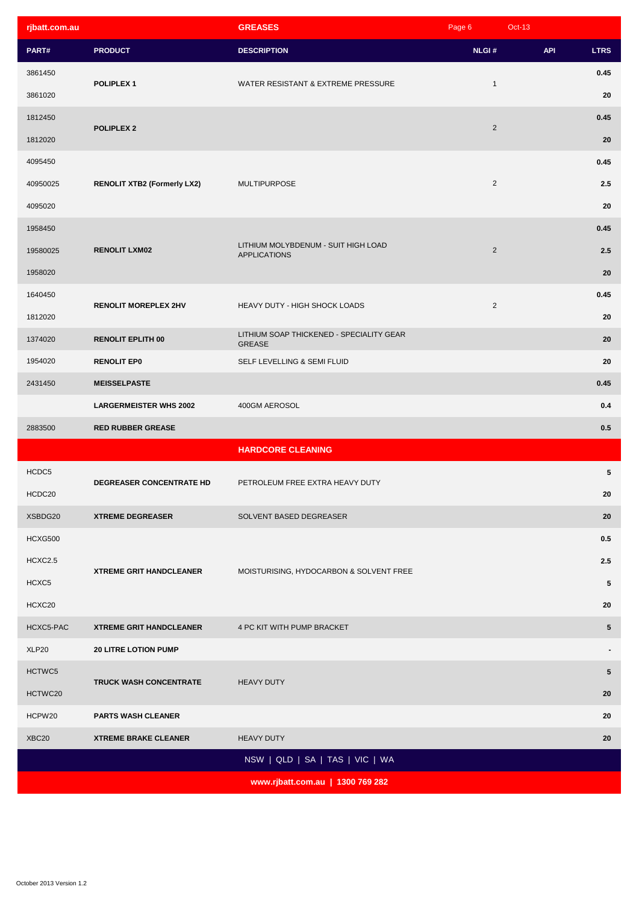## GREASES

| PART# | PRODUCT | DESCRIPTION | NLGI # | API | LTRS |
|---|---|---|---|---|---|
| 3861450 | POLIPLEX 1 | WATER RESISTANT & EXTREME PRESSURE | 1 | | 0.45 |
| 3861020 | | | | | 20 |
| 1812450 | POLIPLEX 2 | | 2 | | 0.45 |
| 1812020 | | | | | 20 |
| 4095450 | RENOLIT XTB2 (Formerly LX2) | MULTIPURPOSE | 2 | | 0.45 |
| 40950025 | | | | | 2.5 |
| 4095020 | | | | | 20 |
| 1958450 | RENOLIT LXM02 | LITHIUM MOLYBDENUM - SUIT HIGH LOAD APPLICATIONS | 2 | | 0.45 |
| 19580025 | | | | | 2.5 |
| 1958020 | | | | | 20 |
| 1640450 | RENOLIT MOREPLEX 2HV | HEAVY DUTY - HIGH SHOCK LOADS | 2 | | 0.45 |
| 1812020 | | | | | 20 |
| 1374020 | RENOLIT EPLITH 00 | LITHIUM SOAP THICKENED - SPECIALITY GEAR GREASE | | | 20 |
| 1954020 | RENOLIT EP0 | SELF LEVELLING & SEMI FLUID | | | 20 |
| 2431450 | MEISSELPASTE | | | | 0.45 |
| | LARGERMEISTER WHS 2002 | 400GM AEROSOL | | | 0.4 |
| 2883500 | RED RUBBER GREASE | | | | 0.5 |

## HARDCORE CLEANING

| PART# | PRODUCT | DESCRIPTION | LTRS |
|---|---|---|---|
| HCDC5 | DEGREASER CONCENTRATE HD | PETROLEUM FREE EXTRA HEAVY DUTY | 5 |
| HCDC20 | | | 20 |
| XSBDG20 | XTREME DEGREASER | SOLVENT BASED DEGREASER | 20 |
| HCXG500 | XTREME GRIT HANDCLEANER | MOISTURISING, HYDOCARBON & SOLVENT FREE | 0.5 |
| HCXC2.5 | | | 2.5 |
| HCXC5 | | | 5 |
| HCXC20 | | | 20 |
| HCXC5-PAC | XTREME GRIT HANDCLEANER | 4 PC KIT WITH PUMP BRACKET | 5 |
| XLP20 | 20 LITRE LOTION PUMP | | - |
| HCTWC5 | TRUCK WASH CONCENTRATE | HEAVY DUTY | 5 |
| HCTWC20 | | | 20 |
| HCPW20 | PARTS WASH CLEANER | | 20 |
| XBC20 | XTREME BRAKE CLEANER | HEAVY DUTY | 20 |

NSW | QLD | SA | TAS | VIC | WA

**www.rjbatt.com.au | 1300 769 282**

October 2013 Version 1.2